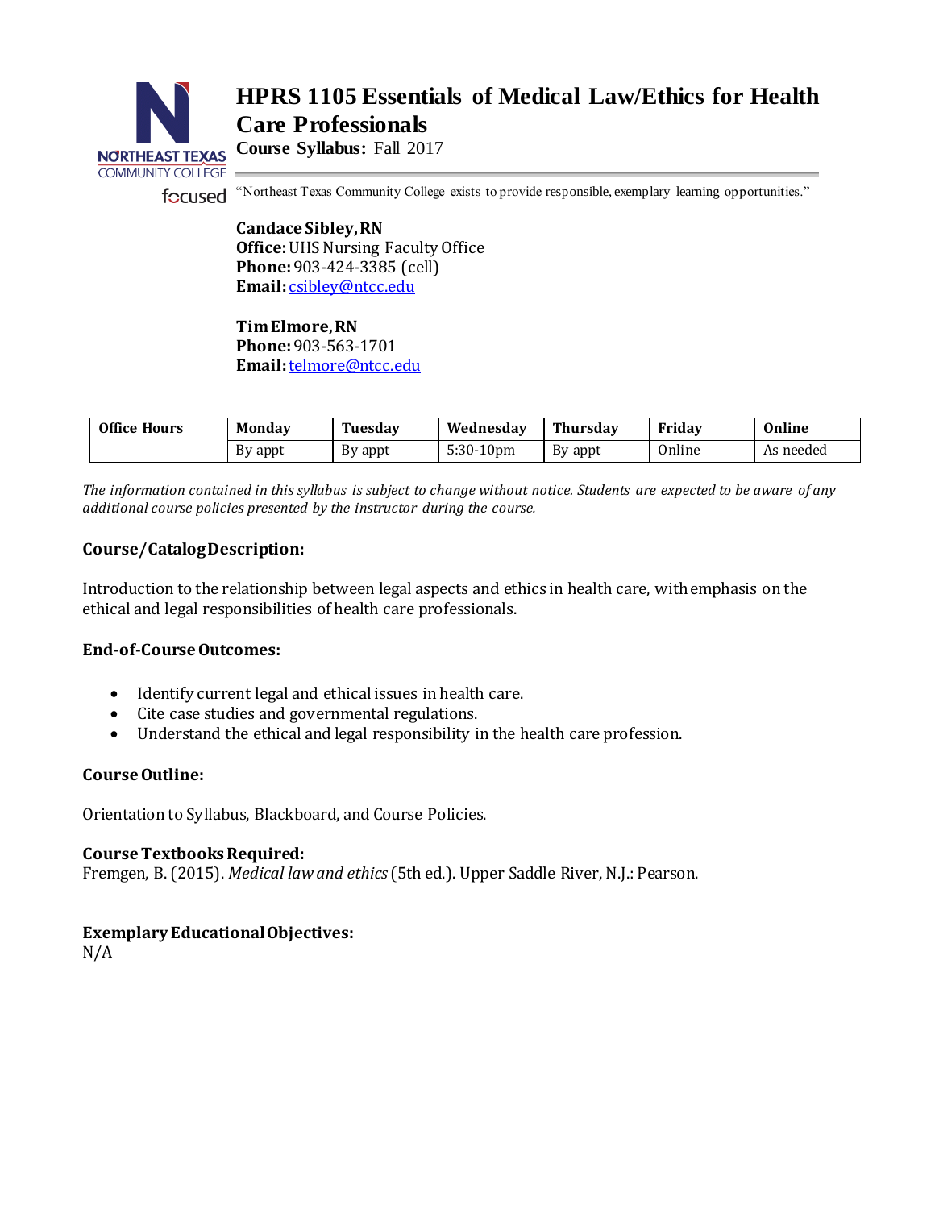# HPRS 1105 Essentials of Medical Law/Ethics for Health Care Professionals

**Course Syllabus:** Fall 2017

"Northeast Texas Community College exists to provide responsible, exemplary learning opportunities."

**Candace Sibley, RN**
**Office:** UHS Nursing Faculty Office
**Phone:** 903-424-3385 (cell)
**Email:** csibley@ntcc.edu

**Tim Elmore, RN**
**Phone:** 903-563-1701
**Email:** telmore@ntcc.edu

| Office Hours | Monday | Tuesday | Wednesday | Thursday | Friday | Online |
|---|---|---|---|---|---|---|
| | By appt | By appt | 5:30-10pm | By appt | Online | As needed |

*The information contained in this syllabus is subject to change without notice. Students are expected to be aware of any additional course policies presented by the instructor during the course.*

## Course/Catalog Description:

Introduction to the relationship between legal aspects and ethics in health care, with emphasis on the ethical and legal responsibilities of health care professionals.

## End-of-Course Outcomes:

- Identify current legal and ethical issues in health care.
- Cite case studies and governmental regulations.
- Understand the ethical and legal responsibility in the health care profession.

## Course Outline:

Orientation to Syllabus, Blackboard, and Course Policies.

## Course Textbooks Required:

Fremgen, B. (2015). *Medical law and ethics* (5th ed.). Upper Saddle River, N.J.: Pearson.

## Exemplary Educational Objectives:

N/A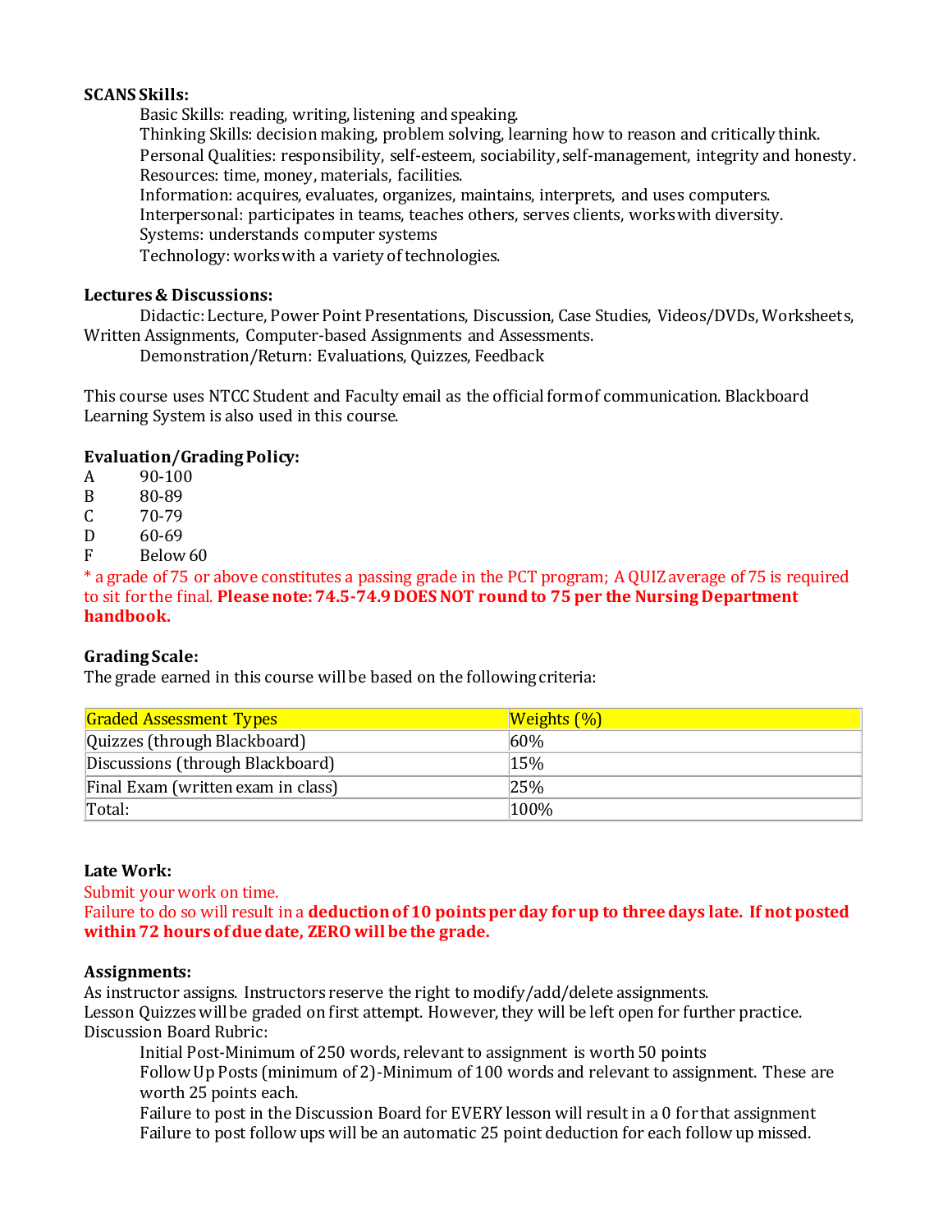**SCANS Skills:**

Basic Skills: reading, writing, listening and speaking.
Thinking Skills: decision making, problem solving, learning how to reason and critically think.
Personal Qualities: responsibility, self-esteem, sociability, self-management, integrity and honesty.
Resources: time, money, materials, facilities.
Information: acquires, evaluates, organizes, maintains, interprets, and uses computers.
Interpersonal: participates in teams, teaches others, serves clients, works with diversity.
Systems: understands computer systems
Technology: works with a variety of technologies.

**Lectures & Discussions:**

Didactic: Lecture, Power Point Presentations, Discussion, Case Studies, Videos/DVDs, Worksheets, Written Assignments, Computer-based Assignments and Assessments.
Demonstration/Return: Evaluations, Quizzes, Feedback

This course uses NTCC Student and Faculty email as the official form of communication. Blackboard Learning System is also used in this course.

**Evaluation/Grading Policy:**

A 90-100
B 80-89
C 70-79
D 60-69
F Below 60

* a grade of 75 or above constitutes a passing grade in the PCT program; A QUIZ average of 75 is required to sit for the final. **Please note: 74.5-74.9 DOES NOT round to 75 per the Nursing Department handbook.**

**Grading Scale:**

The grade earned in this course will be based on the following criteria:

| Graded Assessment Types | Weights (%) |
|---|---|
| Quizzes (through Blackboard) | 60% |
| Discussions (through Blackboard) | 15% |
| Final Exam (written exam in class) | 25% |
| Total: | 100% |

**Late Work:**

Submit your work on time.
Failure to do so will result in a **deduction of 10 points per day for up to three days late. If not posted within 72 hours of due date, ZERO will be the grade.**

**Assignments:**

As instructor assigns. Instructors reserve the right to modify/add/delete assignments.
Lesson Quizzes will be graded on first attempt. However, they will be left open for further practice.
Discussion Board Rubric:

Initial Post-Minimum of 250 words, relevant to assignment is worth 50 points
Follow Up Posts (minimum of 2)-Minimum of 100 words and relevant to assignment. These are worth 25 points each.
Failure to post in the Discussion Board for EVERY lesson will result in a 0 for that assignment
Failure to post follow ups will be an automatic 25 point deduction for each follow up missed.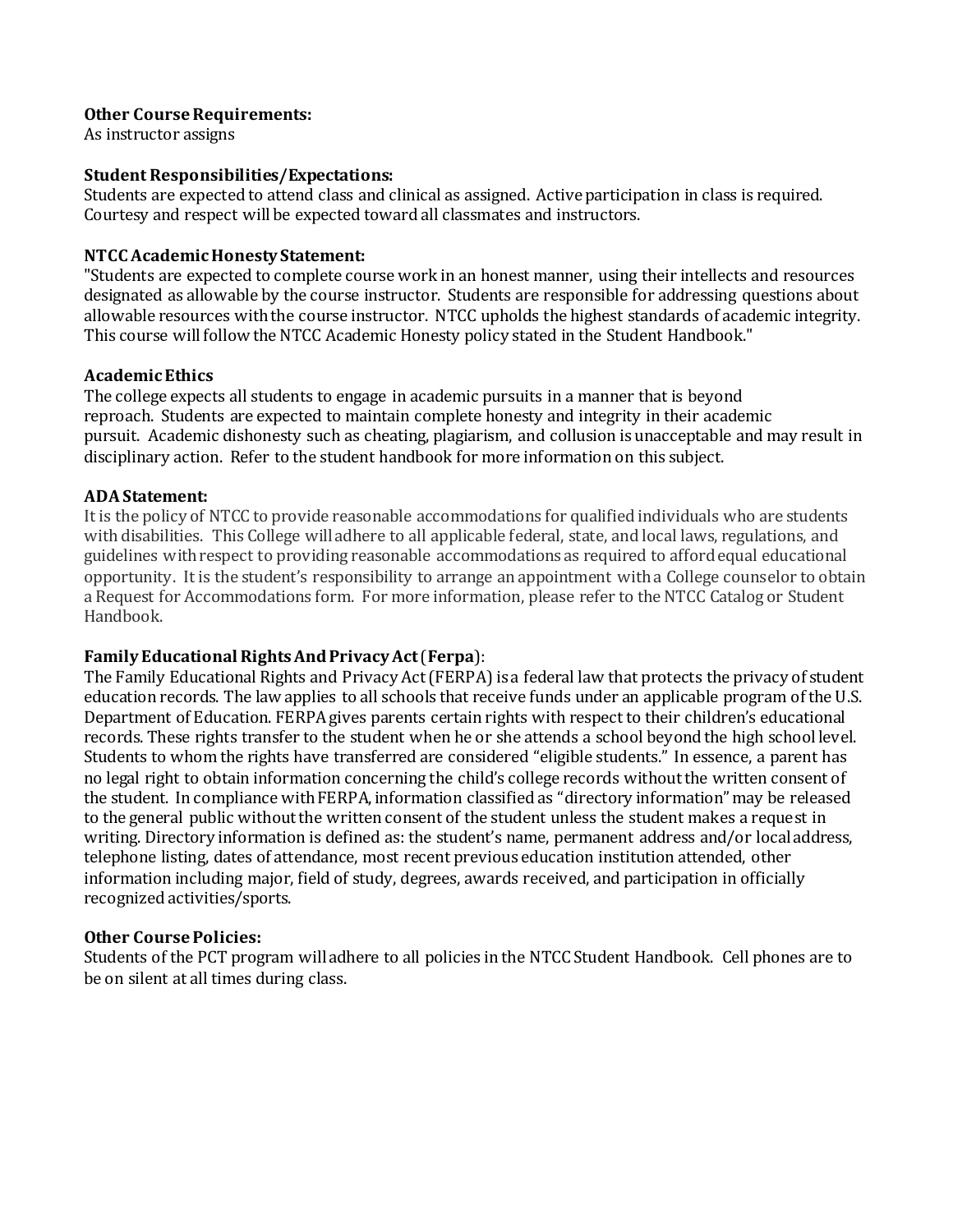**Other Course Requirements:**
As instructor assigns

**Student Responsibilities/Expectations:**
Students are expected to attend class and clinical as assigned. Active participation in class is required. Courtesy and respect will be expected toward all classmates and instructors.

**NTCC Academic Honesty Statement:**
"Students are expected to complete course work in an honest manner, using their intellects and resources designated as allowable by the course instructor. Students are responsible for addressing questions about allowable resources with the course instructor. NTCC upholds the highest standards of academic integrity. This course will follow the NTCC Academic Honesty policy stated in the Student Handbook."

**Academic Ethics**
The college expects all students to engage in academic pursuits in a manner that is beyond reproach. Students are expected to maintain complete honesty and integrity in their academic pursuit. Academic dishonesty such as cheating, plagiarism, and collusion is unacceptable and may result in disciplinary action. Refer to the student handbook for more information on this subject.

**ADA Statement:**
It is the policy of NTCC to provide reasonable accommodations for qualified individuals who are students with disabilities. This College will adhere to all applicable federal, state, and local laws, regulations, and guidelines with respect to providing reasonable accommodations as required to afford equal educational opportunity. It is the student's responsibility to arrange an appointment with a College counselor to obtain a Request for Accommodations form. For more information, please refer to the NTCC Catalog or Student Handbook.

**Family Educational Rights And Privacy Act** (**Ferpa**):
The Family Educational Rights and Privacy Act (FERPA) is a federal law that protects the privacy of student education records. The law applies to all schools that receive funds under an applicable program of the U.S. Department of Education. FERPA gives parents certain rights with respect to their children's educational records. These rights transfer to the student when he or she attends a school beyond the high school level. Students to whom the rights have transferred are considered "eligible students." In essence, a parent has no legal right to obtain information concerning the child's college records without the written consent of the student. In compliance with FERPA, information classified as "directory information" may be released to the general public without the written consent of the student unless the student makes a request in writing. Directory information is defined as: the student's name, permanent address and/or local address, telephone listing, dates of attendance, most recent previous education institution attended, other information including major, field of study, degrees, awards received, and participation in officially recognized activities/sports.

**Other Course Policies:**
Students of the PCT program will adhere to all policies in the NTCC Student Handbook. Cell phones are to be on silent at all times during class.